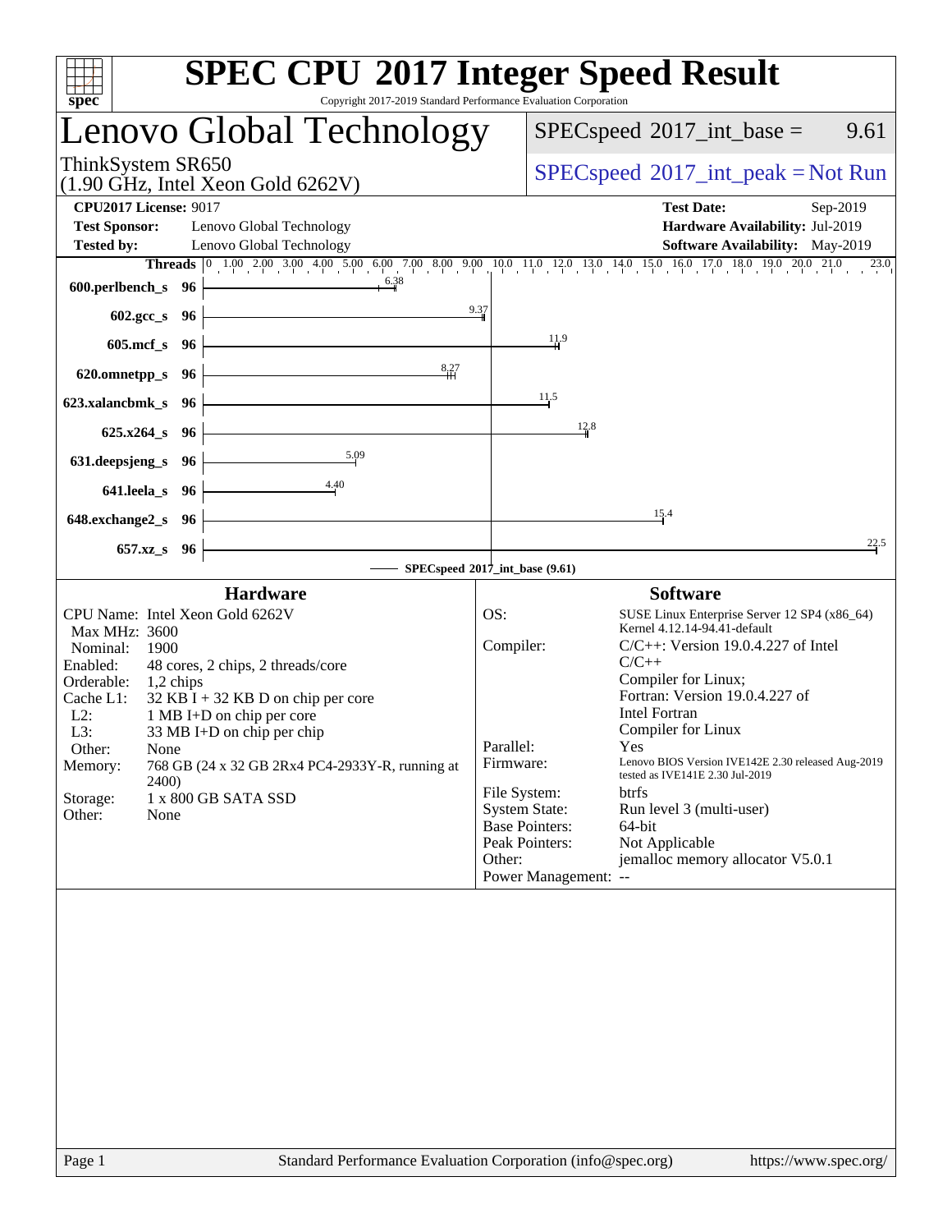# SPEC CPU 2017 Integer Speed Result

Copyright 2017-2019 Standard Performance Evaluation Corporation

## Lenovo Global Technology

ThinkSystem SR650
(1.90 GHz, Intel Xeon Gold 6262V)

SPECspeed 2017_int_base = 9.61

SPECspeed 2017_int_peak = Not Run

**CPU2017 License:** 9017
**Test Sponsor:** Lenovo Global Technology
**Tested by:** Lenovo Global Technology

**Test Date:** Sep-2019
**Hardware Availability:** Jul-2019
**Software Availability:** May-2019

| Benchmark | Threads | Base Ratio |
|---|---|---|
| 600.perlbench_s | 96 | 6.38 |
| 602.gcc_s | 96 | 9.37 |
| 605.mcf_s | 96 | 11.9 |
| 620.omnetpp_s | 96 | 8.27 |
| 623.xalancbmk_s | 96 | 11.5 |
| 625.x264_s | 96 | 12.8 |
| 631.deepsjeng_s | 96 | 5.09 |
| 641.leela_s | 96 | 4.40 |
| 648.exchange2_s | 96 | 15.4 |
| 657.xz_s | 96 | 22.5 |

SPECspeed 2017_int_base (9.61)

### Hardware

| | |
|---|---|
| CPU Name: | Intel Xeon Gold 6262V |
| Max MHz: | 3600 |
| Nominal: | 1900 |
| Enabled: | 48 cores, 2 chips, 2 threads/core |
| Orderable: | 1,2 chips |
| Cache L1: | 32 KB I + 32 KB D on chip per core |
| L2: | 1 MB I+D on chip per core |
| L3: | 33 MB I+D on chip per chip |
| Other: | None |
| Memory: | 768 GB (24 x 32 GB 2Rx4 PC4-2933Y-R, running at 2400) |
| Storage: | 1 x 800 GB SATA SSD |
| Other: | None |

### Software

| | |
|---|---|
| OS: | SUSE Linux Enterprise Server 12 SP4 (x86_64) Kernel 4.12.14-94.41-default |
| Compiler: | C/C++: Version 19.0.4.227 of Intel C/C++ Compiler for Linux; Fortran: Version 19.0.4.227 of Intel Fortran Compiler for Linux |
| Parallel: | Yes |
| Firmware: | Lenovo BIOS Version IVE142E 2.30 released Aug-2019 tested as IVE141E 2.30 Jul-2019 |
| File System: | btrfs |
| System State: | Run level 3 (multi-user) |
| Base Pointers: | 64-bit |
| Peak Pointers: | Not Applicable |
| Other: | jemalloc memory allocator V5.0.1 |
| Power Management: | -- |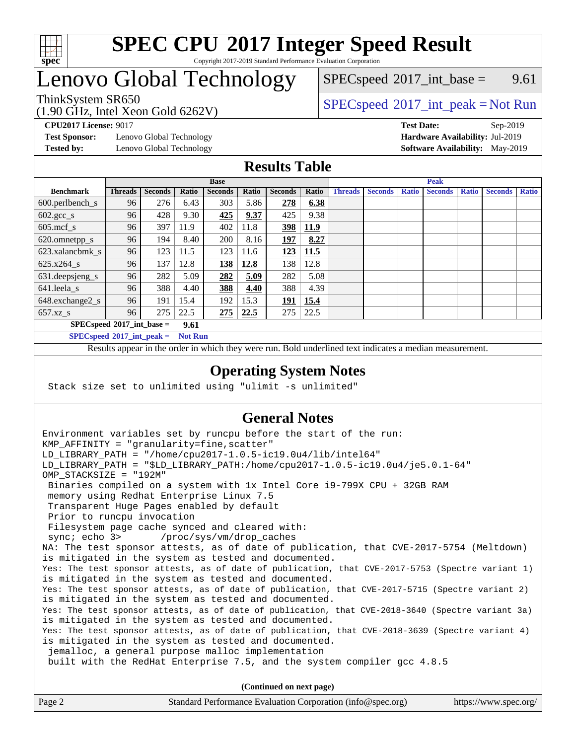# SPEC CPU 2017 Integer Speed Result

Copyright 2017-2019 Standard Performance Evaluation Corporation

## Lenovo Global Technology

ThinkSystem SR650
(1.90 GHz, Intel Xeon Gold 6262V)

SPECspeed 2017_int_base = 9.61

SPECspeed 2017_int_peak = Not Run

**CPU2017 License:** 9017
**Test Sponsor:** Lenovo Global Technology
**Tested by:** Lenovo Global Technology

**Test Date:** Sep-2019
**Hardware Availability:** Jul-2019
**Software Availability:** May-2019

## Results Table

| Benchmark | Base | | | | | | | Peak | | | | | | |
|---|---|---|---|---|---|---|---|---|---|---|---|---|---|---|
| | Threads | Seconds | Ratio | Seconds | Ratio | Seconds | Ratio | Threads | Seconds | Ratio | Seconds | Ratio | Seconds | Ratio |
| 600.perlbench_s | 96 | 276 | 6.43 | 303 | 5.86 | **278** | **6.38** | | | | | | | |
| 602.gcc_s | 96 | 428 | 9.30 | **425** | **9.37** | 425 | 9.38 | | | | | | | |
| 605.mcf_s | 96 | 397 | 11.9 | 402 | 11.8 | **398** | **11.9** | | | | | | | |
| 620.omnetpp_s | 96 | 194 | 8.40 | 200 | 8.16 | **197** | **8.27** | | | | | | | |
| 623.xalancbmk_s | 96 | 123 | 11.5 | 123 | 11.6 | **123** | **11.5** | | | | | | | |
| 625.x264_s | 96 | 137 | 12.8 | **138** | **12.8** | 138 | 12.8 | | | | | | | |
| 631.deepsjeng_s | 96 | 282 | 5.09 | **282** | **5.09** | 282 | 5.08 | | | | | | | |
| 641.leela_s | 96 | 388 | 4.40 | **388** | **4.40** | 388 | 4.39 | | | | | | | |
| 648.exchange2_s | 96 | 191 | 15.4 | 192 | 15.3 | **191** | **15.4** | | | | | | | |
| 657.xz_s | 96 | 275 | 22.5 | **275** | **22.5** | 275 | 22.5 | | | | | | | |

**SPECspeed 2017_int_base = 9.61**

**SPECspeed 2017_int_peak = Not Run**

Results appear in the order in which they were run. Bold underlined text indicates a median measurement.

## Operating System Notes

```
Stack size set to unlimited using "ulimit -s unlimited"
```

## General Notes

```
Environment variables set by runcpu before the start of the run:
KMP_AFFINITY = "granularity=fine,scatter"
LD_LIBRARY_PATH = "/home/cpu2017-1.0.5-ic19.0u4/lib/intel64"
LD_LIBRARY_PATH = "$LD_LIBRARY_PATH:/home/cpu2017-1.0.5-ic19.0u4/je5.0.1-64"
OMP_STACKSIZE = "192M"
 Binaries compiled on a system with 1x Intel Core i9-799X CPU + 32GB RAM
 memory using Redhat Enterprise Linux 7.5
 Transparent Huge Pages enabled by default
 Prior to runcpu invocation
 Filesystem page cache synced and cleared with:
 sync; echo 3>       /proc/sys/vm/drop_caches
NA: The test sponsor attests, as of date of publication, that CVE-2017-5754 (Meltdown)
is mitigated in the system as tested and documented.
Yes: The test sponsor attests, as of date of publication, that CVE-2017-5753 (Spectre variant 1)
is mitigated in the system as tested and documented.
Yes: The test sponsor attests, as of date of publication, that CVE-2017-5715 (Spectre variant 2)
is mitigated in the system as tested and documented.
Yes: The test sponsor attests, as of date of publication, that CVE-2018-3640 (Spectre variant 3a)
is mitigated in the system as tested and documented.
Yes: The test sponsor attests, as of date of publication, that CVE-2018-3639 (Spectre variant 4)
is mitigated in the system as tested and documented.
 jemalloc, a general purpose malloc implementation
 built with the RedHat Enterprise 7.5, and the system compiler gcc 4.8.5
```

**(Continued on next page)**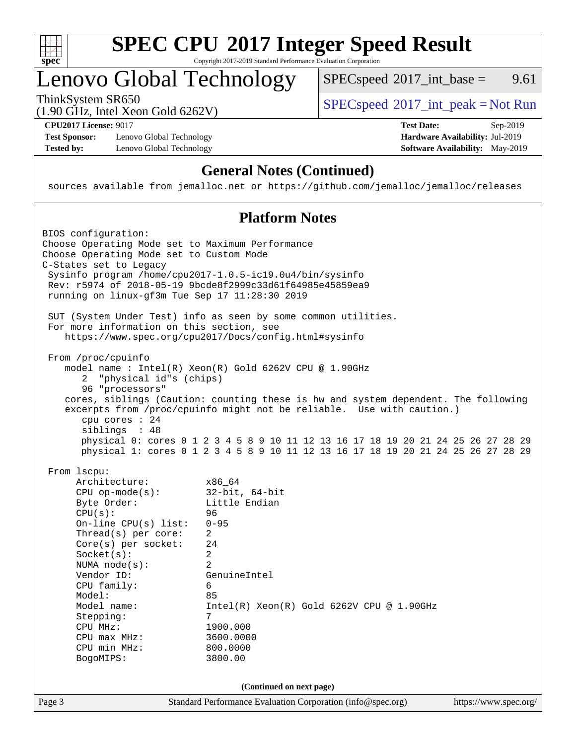# SPEC CPU 2017 Integer Speed Result

Copyright 2017-2019 Standard Performance Evaluation Corporation

## Lenovo Global Technology

ThinkSystem SR650
(1.90 GHz, Intel Xeon Gold 6262V)

SPECspeed 2017_int_base = 9.61

SPECspeed 2017_int_peak = Not Run

**CPU2017 License:** 9017
**Test Sponsor:** Lenovo Global Technology
**Tested by:** Lenovo Global Technology

**Test Date:** Sep-2019
**Hardware Availability:** Jul-2019
**Software Availability:** May-2019

### General Notes (Continued)

```
sources available from jemalloc.net or https://github.com/jemalloc/jemalloc/releases
```

### Platform Notes

```
BIOS configuration:
Choose Operating Mode set to Maximum Performance
Choose Operating Mode set to Custom Mode
C-States set to Legacy
 Sysinfo program /home/cpu2017-1.0.5-ic19.0u4/bin/sysinfo
 Rev: r5974 of 2018-05-19 9bcde8f2999c33d61f64985e45859ea9
 running on linux-gf3m Tue Sep 17 11:28:30 2019

 SUT (System Under Test) info as seen by some common utilities.
 For more information on this section, see
    https://www.spec.org/cpu2017/Docs/config.html#sysinfo

 From /proc/cpuinfo
    model name : Intel(R) Xeon(R) Gold 6262V CPU @ 1.90GHz
       2  "physical id"s (chips)
       96 "processors"
    cores, siblings (Caution: counting these is hw and system dependent. The following
    excerpts from /proc/cpuinfo might not be reliable.  Use with caution.)
       cpu cores : 24
       siblings  : 48
       physical 0: cores 0 1 2 3 4 5 8 9 10 11 12 13 16 17 18 19 20 21 24 25 26 27 28 29
       physical 1: cores 0 1 2 3 4 5 8 9 10 11 12 13 16 17 18 19 20 21 24 25 26 27 28 29

 From lscpu:
      Architecture:          x86_64
      CPU op-mode(s):        32-bit, 64-bit
      Byte Order:            Little Endian
      CPU(s):                96
      On-line CPU(s) list:   0-95
      Thread(s) per core:    2
      Core(s) per socket:    24
      Socket(s):             2
      NUMA node(s):          2
      Vendor ID:             GenuineIntel
      CPU family:            6
      Model:                 85
      Model name:            Intel(R) Xeon(R) Gold 6262V CPU @ 1.90GHz
      Stepping:              7
      CPU MHz:               1900.000
      CPU max MHz:           3600.0000
      CPU min MHz:           800.0000
      BogoMIPS:              3800.00
```

**(Continued on next page)**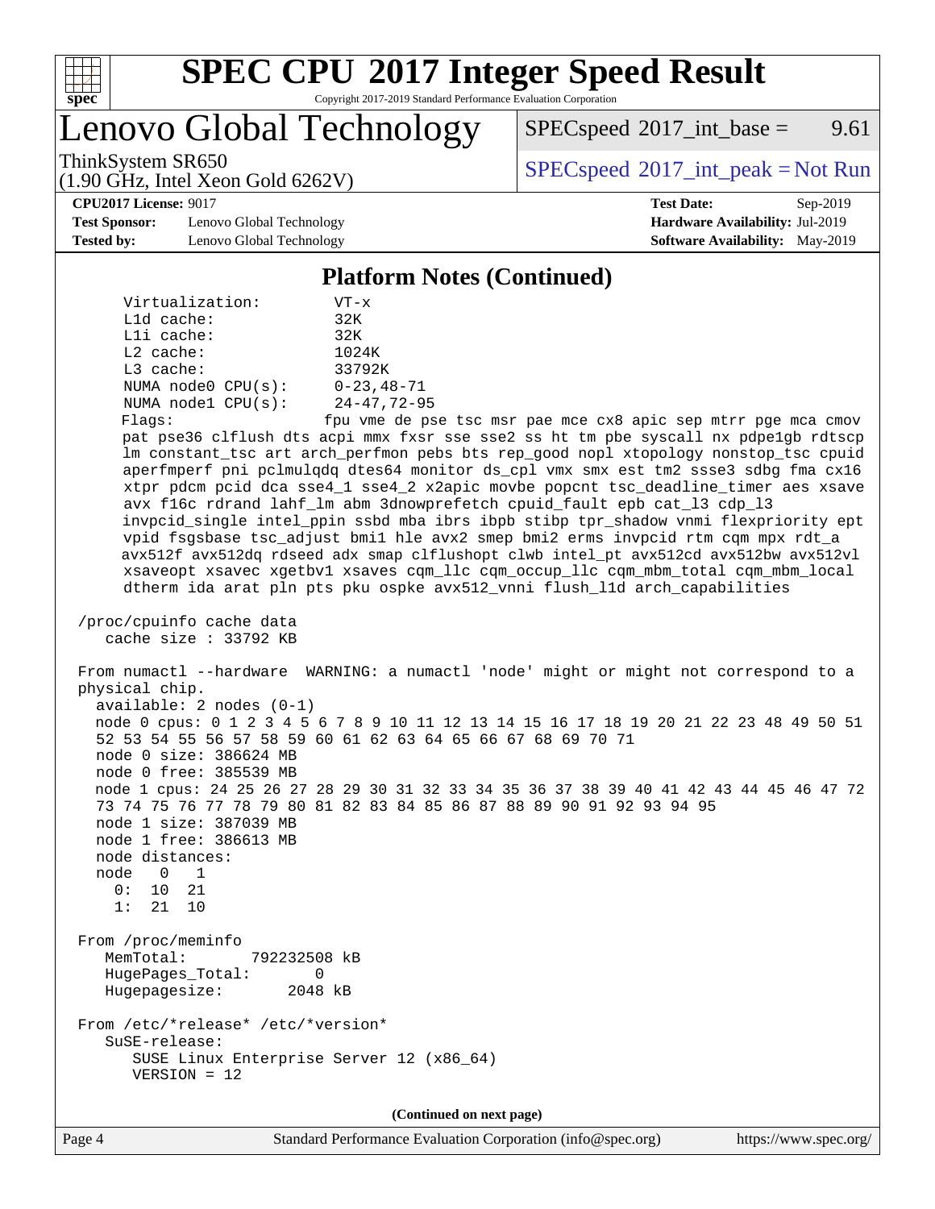## Platform Notes (Continued)

```
    Virtualization:        VT-x
    L1d cache:             32K
    L1i cache:             32K
    L2 cache:              1024K
    L3 cache:              33792K
    NUMA node0 CPU(s):     0-23,48-71
    NUMA node1 CPU(s):     24-47,72-95
    Flags:                 fpu vme de pse tsc msr pae mce cx8 apic sep mtrr pge mca cmov
    pat pse36 clflush dts acpi mmx fxsr sse sse2 ss ht tm pbe syscall nx pdpe1gb rdtscp
    lm constant_tsc art arch_perfmon pebs bts rep_good nopl xtopology nonstop_tsc cpuid
    aperfmperf pni pclmulqdq dtes64 monitor ds_cpl vmx smx est tm2 ssse3 sdbg fma cx16
    xtpr pdcm pcid dca sse4_1 sse4_2 x2apic movbe popcnt tsc_deadline_timer aes xsave
    avx f16c rdrand lahf_lm abm 3dnowprefetch cpuid_fault epb cat_l3 cdp_l3
    invpcid_single intel_ppin ssbd mba ibrs ibpb stibp tpr_shadow vnmi flexpriority ept
    vpid fsgsbase tsc_adjust bmi1 hle avx2 smep bmi2 erms invpcid rtm cqm mpx rdt_a
    avx512f avx512dq rdseed adx smap clflushopt clwb intel_pt avx512cd avx512bw avx512vl
    xsaveopt xsavec xgetbv1 xsaves cqm_llc cqm_occup_llc cqm_mbm_total cqm_mbm_local
    dtherm ida arat pln pts pku ospke avx512_vnni flush_l1d arch_capabilities

/proc/cpuinfo cache data
   cache size : 33792 KB

From numactl --hardware  WARNING: a numactl 'node' might or might not correspond to a
physical chip.
  available: 2 nodes (0-1)
  node 0 cpus: 0 1 2 3 4 5 6 7 8 9 10 11 12 13 14 15 16 17 18 19 20 21 22 23 48 49 50 51
  52 53 54 55 56 57 58 59 60 61 62 63 64 65 66 67 68 69 70 71
  node 0 size: 386624 MB
  node 0 free: 385539 MB
  node 1 cpus: 24 25 26 27 28 29 30 31 32 33 34 35 36 37 38 39 40 41 42 43 44 45 46 47 72
  73 74 75 76 77 78 79 80 81 82 83 84 85 86 87 88 89 90 91 92 93 94 95
  node 1 size: 387039 MB
  node 1 free: 386613 MB
  node distances:
  node   0   1
    0:  10  21
    1:  21  10

From /proc/meminfo
   MemTotal:       792232508 kB
   HugePages_Total:       0
   Hugepagesize:       2048 kB

From /etc/*release* /etc/*version*
   SuSE-release:
      SUSE Linux Enterprise Server 12 (x86_64)
      VERSION = 12
```

(Continued on next page)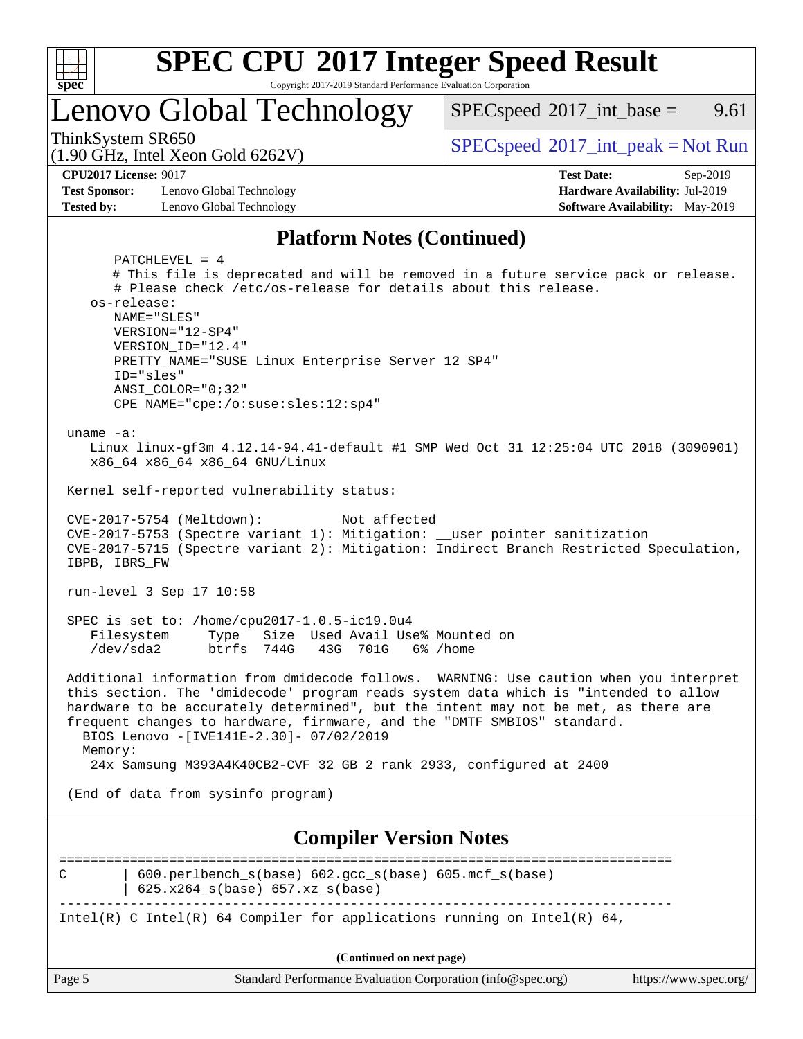## Platform Notes (Continued)

```
      PATCHLEVEL = 4
      # This file is deprecated and will be removed in a future service pack or release.
      # Please check /etc/os-release for details about this release.
   os-release:
      NAME="SLES"
      VERSION="12-SP4"
      VERSION_ID="12.4"
      PRETTY_NAME="SUSE Linux Enterprise Server 12 SP4"
      ID="sles"
      ANSI_COLOR="0;32"
      CPE_NAME="cpe:/o:suse:sles:12:sp4"

 uname -a:
    Linux linux-gf3m 4.12.14-94.41-default #1 SMP Wed Oct 31 12:25:04 UTC 2018 (3090901)
    x86_64 x86_64 x86_64 GNU/Linux

 Kernel self-reported vulnerability status:

 CVE-2017-5754 (Meltdown):          Not affected
 CVE-2017-5753 (Spectre variant 1): Mitigation: __user pointer sanitization
 CVE-2017-5715 (Spectre variant 2): Mitigation: Indirect Branch Restricted Speculation,
 IBPB, IBRS_FW

 run-level 3 Sep 17 10:58

 SPEC is set to: /home/cpu2017-1.0.5-ic19.0u4
    Filesystem     Type   Size  Used Avail Use% Mounted on
    /dev/sda2      btrfs  744G   43G  701G   6% /home

 Additional information from dmidecode follows.  WARNING: Use caution when you interpret
 this section. The 'dmidecode' program reads system data which is "intended to allow
 hardware to be accurately determined", but the intent may not be met, as there are
 frequent changes to hardware, firmware, and the "DMTF SMBIOS" standard.
   BIOS Lenovo -[IVE141E-2.30]- 07/02/2019
   Memory:
    24x Samsung M393A4K40CB2-CVF 32 GB 2 rank 2933, configured at 2400

 (End of data from sysinfo program)
```

## Compiler Version Notes

```
==============================================================================
C       | 600.perlbench_s(base) 602.gcc_s(base) 605.mcf_s(base)
        | 625.x264_s(base) 657.xz_s(base)
------------------------------------------------------------------------------
Intel(R) C Intel(R) 64 Compiler for applications running on Intel(R) 64,
```

(Continued on next page)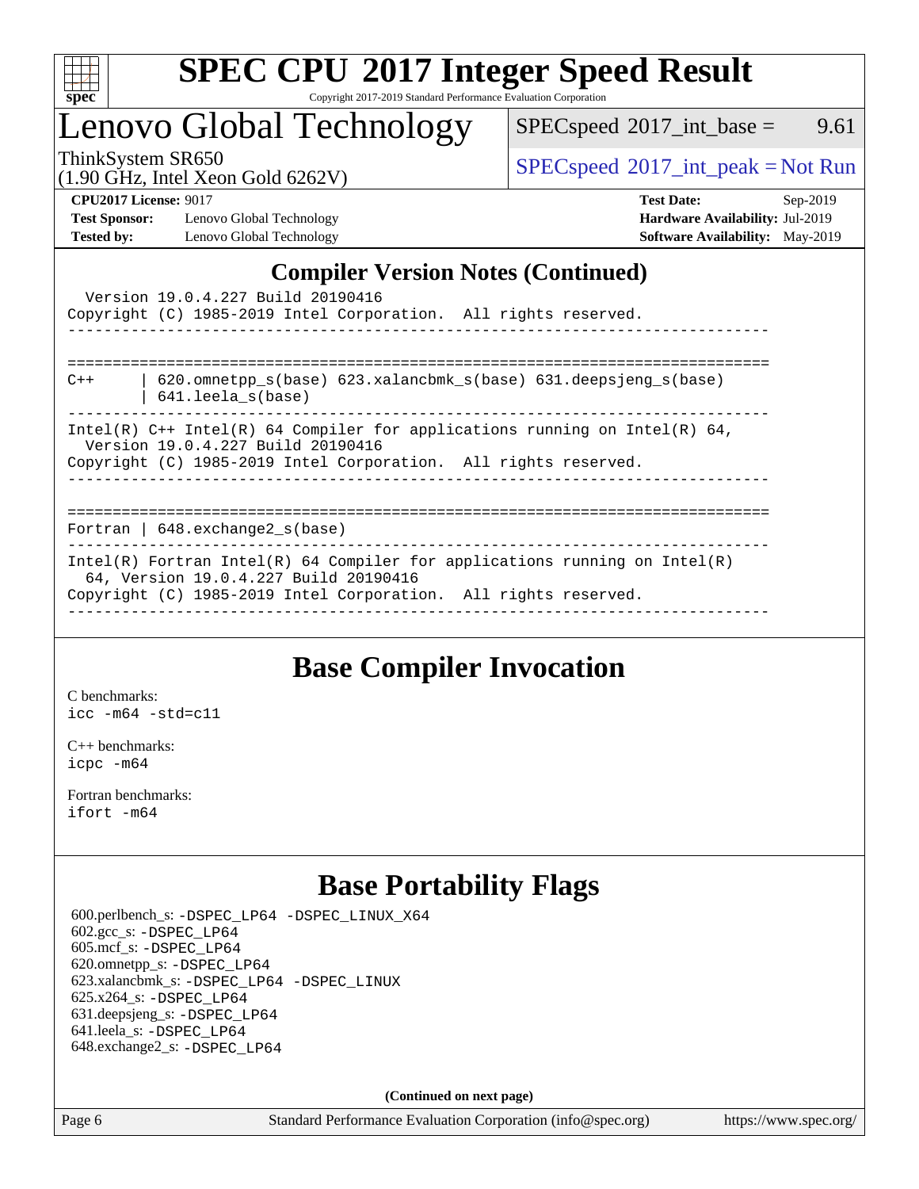## Compiler Version Notes (Continued)

```
  Version 19.0.4.227 Build 20190416
Copyright (C) 1985-2019 Intel Corporation.  All rights reserved.
------------------------------------------------------------------------------

==============================================================================
C++       | 620.omnetpp_s(base) 623.xalancbmk_s(base) 631.deepsjeng_s(base)
          | 641.leela_s(base)
------------------------------------------------------------------------------
Intel(R) C++ Intel(R) 64 Compiler for applications running on Intel(R) 64,
  Version 19.0.4.227 Build 20190416
Copyright (C) 1985-2019 Intel Corporation.  All rights reserved.
------------------------------------------------------------------------------

==============================================================================
Fortran | 648.exchange2_s(base)
------------------------------------------------------------------------------
Intel(R) Fortran Intel(R) 64 Compiler for applications running on Intel(R)
  64, Version 19.0.4.227 Build 20190416
Copyright (C) 1985-2019 Intel Corporation.  All rights reserved.
------------------------------------------------------------------------------
```

## Base Compiler Invocation

C benchmarks:
icc -m64 -std=c11

C++ benchmarks:
icpc -m64

Fortran benchmarks:
ifort -m64

## Base Portability Flags

600.perlbench_s: -DSPEC_LP64 -DSPEC_LINUX_X64
602.gcc_s: -DSPEC_LP64
605.mcf_s: -DSPEC_LP64
620.omnetpp_s: -DSPEC_LP64
623.xalancbmk_s: -DSPEC_LP64 -DSPEC_LINUX
625.x264_s: -DSPEC_LP64
631.deepsjeng_s: -DSPEC_LP64
641.leela_s: -DSPEC_LP64
648.exchange2_s: -DSPEC_LP64

**(Continued on next page)**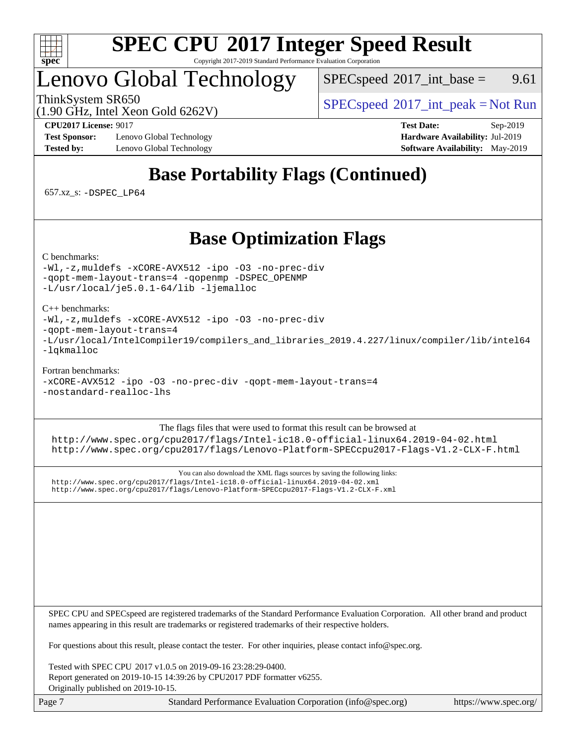# Base Portability Flags (Continued)

657.xz_s: -DSPEC_LP64

# Base Optimization Flags

C benchmarks:

```
-Wl,-z,muldefs -xCORE-AVX512 -ipo -O3 -no-prec-div
-qopt-mem-layout-trans=4 -qopenmp -DSPEC_OPENMP
-L/usr/local/je5.0.1-64/lib -ljemalloc
```

C++ benchmarks:

```
-Wl,-z,muldefs -xCORE-AVX512 -ipo -O3 -no-prec-div
-qopt-mem-layout-trans=4
-L/usr/local/IntelCompiler19/compilers_and_libraries_2019.4.227/linux/compiler/lib/intel64
-lqkmalloc
```

Fortran benchmarks:

```
-xCORE-AVX512 -ipo -O3 -no-prec-div -qopt-mem-layout-trans=4
-nostandard-realloc-lhs
```

The flags files that were used to format this result can be browsed at

http://www.spec.org/cpu2017/flags/Intel-ic18.0-official-linux64.2019-04-02.html
http://www.spec.org/cpu2017/flags/Lenovo-Platform-SPECcpu2017-Flags-V1.2-CLX-F.html

You can also download the XML flags sources by saving the following links:

http://www.spec.org/cpu2017/flags/Intel-ic18.0-official-linux64.2019-04-02.xml
http://www.spec.org/cpu2017/flags/Lenovo-Platform-SPECcpu2017-Flags-V1.2-CLX-F.xml

SPEC CPU and SPECspeed are registered trademarks of the Standard Performance Evaluation Corporation. All other brand and product names appearing in this result are trademarks or registered trademarks of their respective holders.

For questions about this result, please contact the tester. For other inquiries, please contact info@spec.org.

Tested with SPEC CPU 2017 v1.0.5 on 2019-09-16 23:28:29-0400.
Report generated on 2019-10-15 14:39:26 by CPU2017 PDF formatter v6255.
Originally published on 2019-10-15.